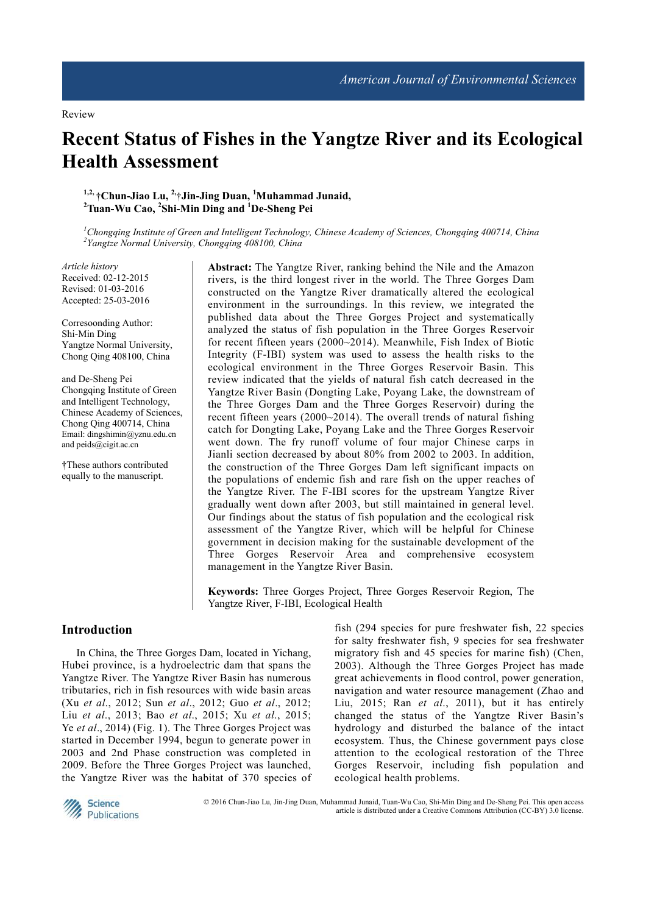Review

# Recent Status of Fishes in the Yangtze River and its Ecological Health Assessment

**[1,2,]†Chun-Jiao Lu, [2,]†Jin-Jing Duan, [1]Muhammad Junaid, [2]Tuan-Wu Cao, [2]Shi-Min Ding and [1]De-Sheng Pei**

*[1]Chongqing Institute of Green and Intelligent Technology, Chinese Academy of Sciences, Chongqing 400714, China*
*[2]Yangtze Normal University, Chongqing 408100, China*

*Article history*
Received: 02-12-2015
Revised: 01-03-2016
Accepted: 25-03-2016

Corresoonding Author:
Shi-Min Ding
Yangtze Normal University,
Chong Qing 408100, China

and De-Sheng Pei
Chongqing Institute of Green and Intelligent Technology,
Chinese Academy of Sciences,
Chong Qing 400714, China
Email: dingshimin@yznu.edu.cn
and peids@cigit.ac.cn

†These authors contributed equally to the manuscript.

**Abstract:** The Yangtze River, ranking behind the Nile and the Amazon rivers, is the third longest river in the world. The Three Gorges Dam constructed on the Yangtze River dramatically altered the ecological environment in the surroundings. In this review, we integrated the published data about the Three Gorges Project and systematically analyzed the status of fish population in the Three Gorges Reservoir for recent fifteen years (2000~2014). Meanwhile, Fish Index of Biotic Integrity (F-IBI) system was used to assess the health risks to the ecological environment in the Three Gorges Reservoir Basin. This review indicated that the yields of natural fish catch decreased in the Yangtze River Basin (Dongting Lake, Poyang Lake, the downstream of the Three Gorges Dam and the Three Gorges Reservoir) during the recent fifteen years (2000~2014). The overall trends of natural fishing catch for Dongting Lake, Poyang Lake and the Three Gorges Reservoir went down. The fry runoff volume of four major Chinese carps in Jianli section decreased by about 80% from 2002 to 2003. In addition, the construction of the Three Gorges Dam left significant impacts on the populations of endemic fish and rare fish on the upper reaches of the Yangtze River. The F-IBI scores for the upstream Yangtze River gradually went down after 2003, but still maintained in general level. Our findings about the status of fish population and the ecological risk assessment of the Yangtze River, which will be helpful for Chinese government in decision making for the sustainable development of the Three Gorges Reservoir Area and comprehensive ecosystem management in the Yangtze River Basin.

**Keywords:** Three Gorges Project, Three Gorges Reservoir Region, The Yangtze River, F-IBI, Ecological Health

## Introduction

In China, the Three Gorges Dam, located in Yichang, Hubei province, is a hydroelectric dam that spans the Yangtze River. The Yangtze River Basin has numerous tributaries, rich in fish resources with wide basin areas (Xu *et al*., 2012; Sun *et al*., 2012; Guo *et al*., 2012; Liu *et al*., 2013; Bao *et al*., 2015; Xu *et al*., 2015; Ye *et al*., 2014) (Fig. 1). The Three Gorges Project was started in December 1994, begun to generate power in 2003 and 2nd Phase construction was completed in 2009. Before the Three Gorges Project was launched, the Yangtze River was the habitat of 370 species of fish (294 species for pure freshwater fish, 22 species for salty freshwater fish, 9 species for sea freshwater migratory fish and 45 species for marine fish) (Chen, 2003). Although the Three Gorges Project has made great achievements in flood control, power generation, navigation and water resource management (Zhao and Liu, 2015; Ran *et al*., 2011), but it has entirely changed the status of the Yangtze River Basin's hydrology and disturbed the balance of the intact ecosystem. Thus, the Chinese government pays close attention to the ecological restoration of the Three Gorges Reservoir, including fish population and ecological health problems.

© 2016 Chun-Jiao Lu, Jin-Jing Duan, Muhammad Junaid, Tuan-Wu Cao, Shi-Min Ding and De-Sheng Pei. This open access article is distributed under a Creative Commons Attribution (CC-BY) 3.0 license.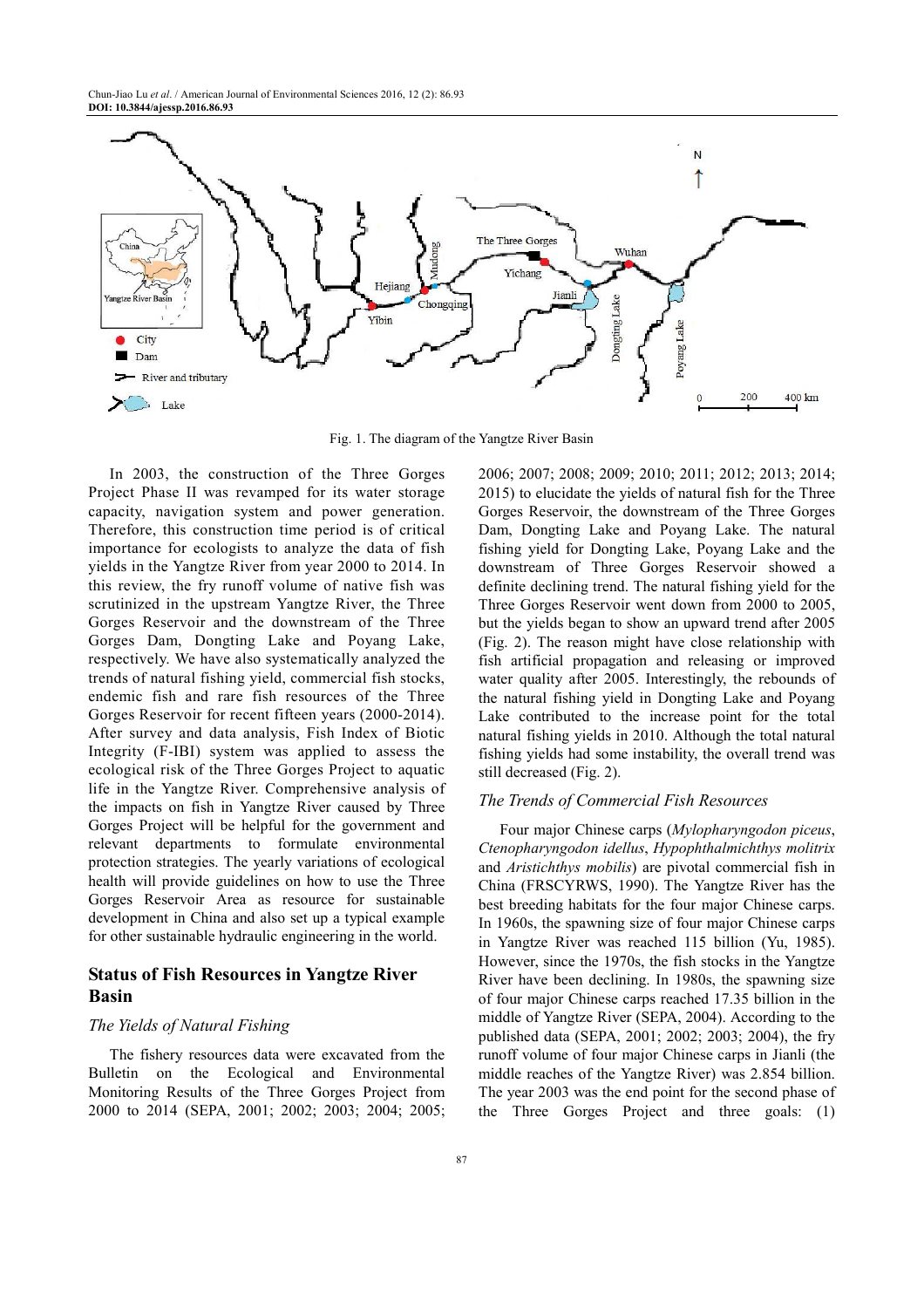Fig. 1. The diagram of the Yangtze River Basin

In 2003, the construction of the Three Gorges Project Phase II was revamped for its water storage capacity, navigation system and power generation. Therefore, this construction time period is of critical importance for ecologists to analyze the data of fish yields in the Yangtze River from year 2000 to 2014. In this review, the fry runoff volume of native fish was scrutinized in the upstream Yangtze River, the Three Gorges Reservoir and the downstream of the Three Gorges Dam, Dongting Lake and Poyang Lake, respectively. We have also systematically analyzed the trends of natural fishing yield, commercial fish stocks, endemic fish and rare fish resources of the Three Gorges Reservoir for recent fifteen years (2000-2014). After survey and data analysis, Fish Index of Biotic Integrity (F-IBI) system was applied to assess the ecological risk of the Three Gorges Project to aquatic life in the Yangtze River. Comprehensive analysis of the impacts on fish in Yangtze River caused by Three Gorges Project will be helpful for the government and relevant departments to formulate environmental protection strategies. The yearly variations of ecological health will provide guidelines on how to use the Three Gorges Reservoir Area as resource for sustainable development in China and also set up a typical example for other sustainable hydraulic engineering in the world.

## Status of Fish Resources in Yangtze River Basin

### The Yields of Natural Fishing

The fishery resources data were excavated from the Bulletin on the Ecological and Environmental Monitoring Results of the Three Gorges Project from 2000 to 2014 (SEPA, 2001; 2002; 2003; 2004; 2005; 2006; 2007; 2008; 2009; 2010; 2011; 2012; 2013; 2014; 2015) to elucidate the yields of natural fish for the Three Gorges Reservoir, the downstream of the Three Gorges Dam, Dongting Lake and Poyang Lake. The natural fishing yield for Dongting Lake, Poyang Lake and the downstream of Three Gorges Reservoir showed a definite declining trend. The natural fishing yield for the Three Gorges Reservoir went down from 2000 to 2005, but the yields began to show an upward trend after 2005 (Fig. 2). The reason might have close relationship with fish artificial propagation and releasing or improved water quality after 2005. Interestingly, the rebounds of the natural fishing yield in Dongting Lake and Poyang Lake contributed to the increase point for the total natural fishing yields in 2010. Although the total natural fishing yields had some instability, the overall trend was still decreased (Fig. 2).

### The Trends of Commercial Fish Resources

Four major Chinese carps (*Mylopharyngodon piceus*, *Ctenopharyngodon idellus*, *Hypophthalmichthys molitrix* and *Aristichthys mobilis*) are pivotal commercial fish in China (FRSCYRWS, 1990). The Yangtze River has the best breeding habitats for the four major Chinese carps. In 1960s, the spawning size of four major Chinese carps in Yangtze River was reached 115 billion (Yu, 1985). However, since the 1970s, the fish stocks in the Yangtze River have been declining. In 1980s, the spawning size of four major Chinese carps reached 17.35 billion in the middle of Yangtze River (SEPA, 2004). According to the published data (SEPA, 2001; 2002; 2003; 2004), the fry runoff volume of four major Chinese carps in Jianli (the middle reaches of the Yangtze River) was 2.854 billion. The year 2003 was the end point for the second phase of the Three Gorges Project and three goals: (1)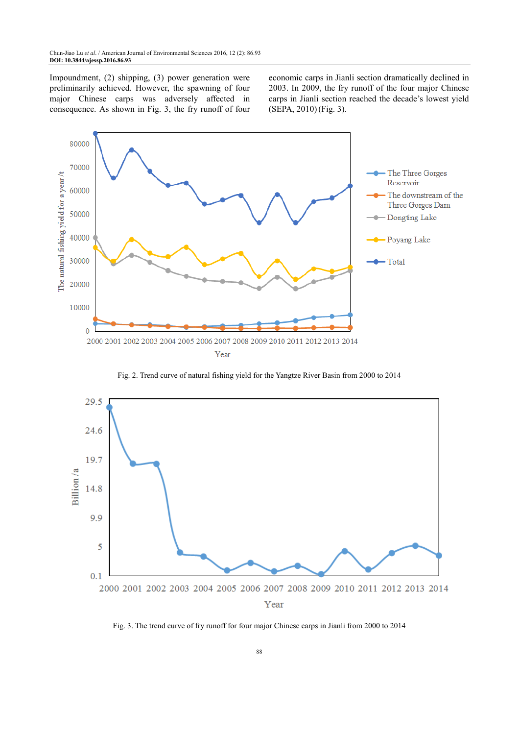Impoundment, (2) shipping, (3) power generation were preliminarily achieved. However, the spawning of four major Chinese carps was adversely affected in consequence. As shown in Fig. 3, the fry runoff of four economic carps in Jianli section dramatically declined in 2003. In 2009, the fry runoff of the four major Chinese carps in Jianli section reached the decade's lowest yield (SEPA, 2010) (Fig. 3).

Fig. 2. Trend curve of natural fishing yield for the Yangtze River Basin from 2000 to 2014

Fig. 3. The trend curve of fry runoff for four major Chinese carps in Jianli from 2000 to 2014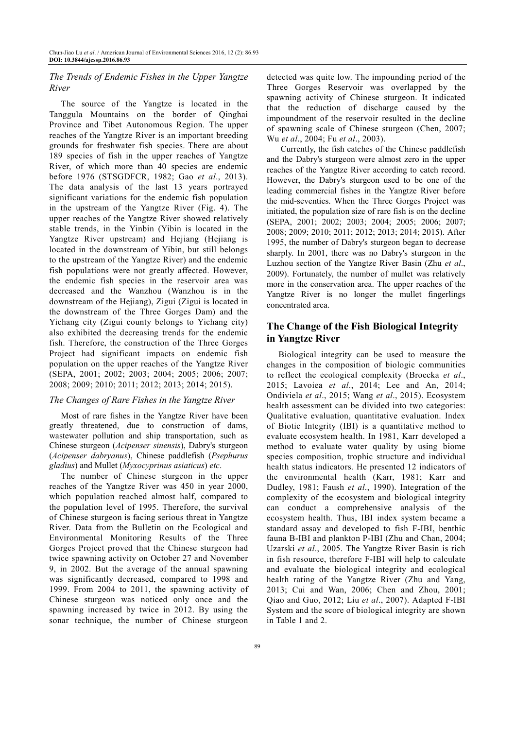### *The Trends of Endemic Fishes in the Upper Yangtze River*

The source of the Yangtze is located in the Tanggula Mountains on the border of Qinghai Province and Tibet Autonomous Region. The upper reaches of the Yangtze River is an important breeding grounds for freshwater fish species. There are about 189 species of fish in the upper reaches of Yangtze River, of which more than 40 species are endemic before 1976 (STSGDFCR, 1982; Gao *et al*., 2013). The data analysis of the last 13 years portrayed significant variations for the endemic fish population in the upstream of the Yangtze River (Fig. 4). The upper reaches of the Yangtze River showed relatively stable trends, in the Yinbin (Yibin is located in the Yangtze River upstream) and Hejiang (Hejiang is located in the downstream of Yibin, but still belongs to the upstream of the Yangtze River) and the endemic fish populations were not greatly affected. However, the endemic fish species in the reservoir area was decreased and the Wanzhou (Wanzhou is in the downstream of the Hejiang), Zigui (Zigui is located in the downstream of the Three Gorges Dam) and the Yichang city (Zigui county belongs to Yichang city) also exhibited the decreasing trends for the endemic fish. Therefore, the construction of the Three Gorges Project had significant impacts on endemic fish population on the upper reaches of the Yangtze River (SEPA, 2001; 2002; 2003; 2004; 2005; 2006; 2007; 2008; 2009; 2010; 2011; 2012; 2013; 2014; 2015).

### *The Changes of Rare Fishes in the Yangtze River*

Most of rare fishes in the Yangtze River have been greatly threatened, due to construction of dams, wastewater pollution and ship transportation, such as Chinese sturgeon (*Acipenser sinensis*), Dabry's sturgeon (*Acipenser dabryanus*), Chinese paddlefish (*Psephurus gladius*) and Mullet (*Myxocyprinus asiaticus*) *etc*.

The number of Chinese sturgeon in the upper reaches of the Yangtze River was 450 in year 2000, which population reached almost half, compared to the population level of 1995. Therefore, the survival of Chinese sturgeon is facing serious threat in Yangtze River. Data from the Bulletin on the Ecological and Environmental Monitoring Results of the Three Gorges Project proved that the Chinese sturgeon had twice spawning activity on October 27 and November 9, in 2002. But the average of the annual spawning was significantly decreased, compared to 1998 and 1999. From 2004 to 2011, the spawning activity of Chinese sturgeon was noticed only once and the spawning increased by twice in 2012. By using the sonar technique, the number of Chinese sturgeon detected was quite low. The impounding period of the Three Gorges Reservoir was overlapped by the spawning activity of Chinese sturgeon. It indicated that the reduction of discharge caused by the impoundment of the reservoir resulted in the decline of spawning scale of Chinese sturgeon (Chen, 2007; Wu *et al*., 2004; Fu *et al*., 2003).

Currently, the fish catches of the Chinese paddlefish and the Dabry's sturgeon were almost zero in the upper reaches of the Yangtze River according to catch record. However, the Dabry's sturgeon used to be one of the leading commercial fishes in the Yangtze River before the mid-seventies. When the Three Gorges Project was initiated, the population size of rare fish is on the decline (SEPA, 2001; 2002; 2003; 2004; 2005; 2006; 2007; 2008; 2009; 2010; 2011; 2012; 2013; 2014; 2015). After 1995, the number of Dabry's sturgeon began to decrease sharply. In 2001, there was no Dabry's sturgeon in the Luzhou section of the Yangtze River Basin (Zhu *et al*., 2009). Fortunately, the number of mullet was relatively more in the conservation area. The upper reaches of the Yangtze River is no longer the mullet fingerlings concentrated area.

## The Change of the Fish Biological Integrity in Yangtze River

Biological integrity can be used to measure the changes in the composition of biologic communities to reflect the ecological complexity (Broecka *et al*., 2015; Lavoiea *et al*., 2014; Lee and An, 2014; Ondiviela *et al*., 2015; Wang *et al*., 2015). Ecosystem health assessment can be divided into two categories: Qualitative evaluation, quantitative evaluation. Index of Biotic Integrity (IBI) is a quantitative method to evaluate ecosystem health. In 1981, Karr developed a method to evaluate water quality by using biome species composition, trophic structure and individual health status indicators. He presented 12 indicators of the environmental health (Karr, 1981; Karr and Dudley, 1981; Faush *et al*., 1990). Integration of the complexity of the ecosystem and biological integrity can conduct a comprehensive analysis of the ecosystem health. Thus, IBI index system became a standard assay and developed to fish F-IBI, benthic fauna B-IBI and plankton P-IBI (Zhu and Chan, 2004; Uzarski *et al*., 2005. The Yangtze River Basin is rich in fish resource, therefore F-IBI will help to calculate and evaluate the biological integrity and ecological health rating of the Yangtze River (Zhu and Yang, 2013; Cui and Wan, 2006; Chen and Zhou, 2001; Qiao and Guo, 2012; Liu *et al*., 2007). Adapted F-IBI System and the score of biological integrity are shown in Table 1 and 2.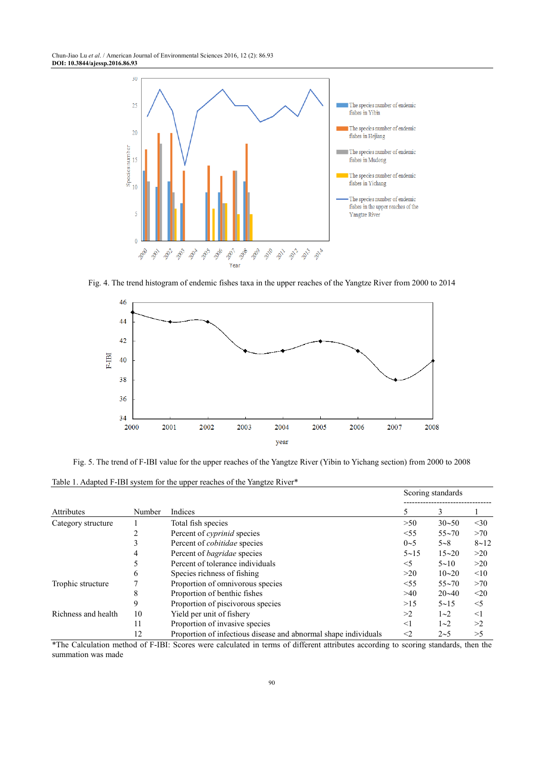Fig. 4. The trend histogram of endemic fishes taxa in the upper reaches of the Yangtze River from 2000 to 2014

Fig. 5. The trend of F-IBI value for the upper reaches of the Yangtze River (Yibin to Yichang section) from 2000 to 2008

Table 1. Adapted F-IBI system for the upper reaches of the Yangtze River*

| | | | Scoring standards | | |
|---|---|---|---|---|---|
| Attributes | Number | Indices | 5 | 3 | 1 |
| Category structure | 1 | Total fish species | >50 | 30~50 | <30 |
| | 2 | Percent of *cyprinid* species | <55 | 55~70 | >70 |
| | 3 | Percent of *cobitidae* species | 0~5 | 5~8 | 8~12 |
| | 4 | Percent of *bagridae* species | 5~15 | 15~20 | >20 |
| | 5 | Percent of tolerance individuals | <5 | 5~10 | >20 |
| | 6 | Species richness of fishing | >20 | 10~20 | <10 |
| Trophic structure | 7 | Proportion of omnivorous species | <55 | 55~70 | >70 |
| | 8 | Proportion of benthic fishes | >40 | 20~40 | <20 |
| | 9 | Proportion of piscivorous species | >15 | 5~15 | <5 |
| Richness and health | 10 | Yield per unit of fishery | >2 | 1~2 | <1 |
| | 11 | Proportion of invasive species | <1 | 1~2 | >2 |
| | 12 | Proportion of infectious disease and abnormal shape individuals | <2 | 2~5 | >5 |

*The Calculation method of F-IBI: Scores were calculated in terms of different attributes according to scoring standards, then the summation was made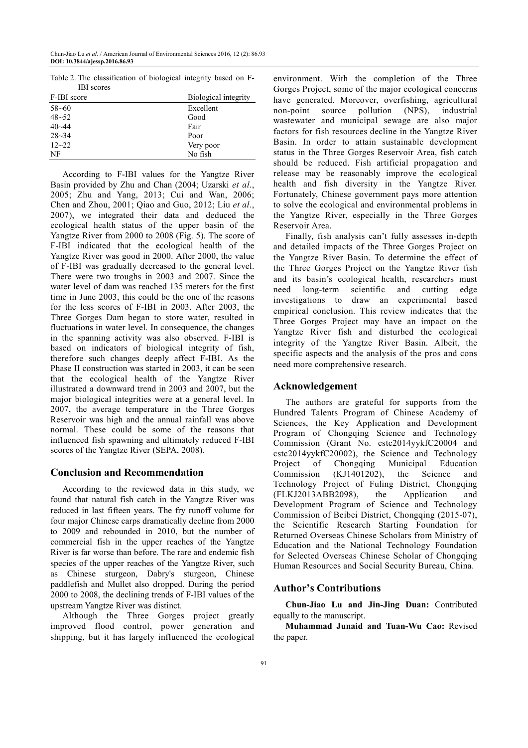Table 2. The classification of biological integrity based on F-IBI scores

| F-IBI score | Biological integrity |
|---|---|
| 58~60 | Excellent |
| 48~52 | Good |
| 40~44 | Fair |
| 28~34 | Poor |
| 12~22 | Very poor |
| NF | No fish |

According to F-IBI values for the Yangtze River Basin provided by Zhu and Chan (2004; Uzarski *et al*., 2005; Zhu and Yang, 2013; Cui and Wan, 2006; Chen and Zhou, 2001; Qiao and Guo, 2012; Liu *et al*., 2007), we integrated their data and deduced the ecological health status of the upper basin of the Yangtze River from 2000 to 2008 (Fig. 5). The score of F-IBI indicated that the ecological health of the Yangtze River was good in 2000. After 2000, the value of F-IBI was gradually decreased to the general level. There were two troughs in 2003 and 2007. Since the water level of dam was reached 135 meters for the first time in June 2003, this could be the one of the reasons for the less scores of F-IBI in 2003. After 2003, the Three Gorges Dam began to store water, resulted in fluctuations in water level. In consequence, the changes in the spanning activity was also observed. F-IBI is based on indicators of biological integrity of fish, therefore such changes deeply affect F-IBI. As the Phase II construction was started in 2003, it can be seen that the ecological health of the Yangtze River illustrated a downward trend in 2003 and 2007, but the major biological integrities were at a general level. In 2007, the average temperature in the Three Gorges Reservoir was high and the annual rainfall was above normal. These could be some of the reasons that influenced fish spawning and ultimately reduced F-IBI scores of the Yangtze River (SEPA, 2008).

## Conclusion and Recommendation

According to the reviewed data in this study, we found that natural fish catch in the Yangtze River was reduced in last fifteen years. The fry runoff volume for four major Chinese carps dramatically decline from 2000 to 2009 and rebounded in 2010, but the number of commercial fish in the upper reaches of the Yangtze River is far worse than before. The rare and endemic fish species of the upper reaches of the Yangtze River, such as Chinese sturgeon, Dabry's sturgeon, Chinese paddlefish and Mullet also dropped. During the period 2000 to 2008, the declining trends of F-IBI values of the upstream Yangtze River was distinct.

Although the Three Gorges project greatly improved flood control, power generation and shipping, but it has largely influenced the ecological environment. With the completion of the Three Gorges Project, some of the major ecological concerns have generated. Moreover, overfishing, agricultural non-point source pollution (NPS), industrial wastewater and municipal sewage are also major factors for fish resources decline in the Yangtze River Basin. In order to attain sustainable development status in the Three Gorges Reservoir Area, fish catch should be reduced. Fish artificial propagation and release may be reasonably improve the ecological health and fish diversity in the Yangtze River. Fortunately, Chinese government pays more attention to solve the ecological and environmental problems in the Yangtze River, especially in the Three Gorges Reservoir Area.

Finally, fish analysis can't fully assesses in-depth and detailed impacts of the Three Gorges Project on the Yangtze River Basin. To determine the effect of the Three Gorges Project on the Yangtze River fish and its basin's ecological health, researchers must need long-term scientific and cutting edge investigations to draw an experimental based empirical conclusion. This review indicates that the Three Gorges Project may have an impact on the Yangtze River fish and disturbed the ecological integrity of the Yangtze River Basin. Albeit, the specific aspects and the analysis of the pros and cons need more comprehensive research.

## Acknowledgement

The authors are grateful for supports from the Hundred Talents Program of Chinese Academy of Sciences, the Key Application and Development Program of Chongqing Science and Technology Commission (Grant No. cstc2014yykfC20004 and cstc2014yykfC20002), the Science and Technology Project of Chongqing Municipal Education Commission (KJ1401202), the Science and Technology Project of Fuling District, Chongqing (FLKJ2013ABB2098), the Application and Development Program of Science and Technology Commission of Beibei District, Chongqing (2015-07), the Scientific Research Starting Foundation for Returned Overseas Chinese Scholars from Ministry of Education and the National Technology Foundation for Selected Overseas Chinese Scholar of Chongqing Human Resources and Social Security Bureau, China.

## Author's Contributions

**Chun-Jiao Lu and Jin-Jing Duan:** Contributed equally to the manuscript.

**Muhammad Junaid and Tuan-Wu Cao:** Revised the paper.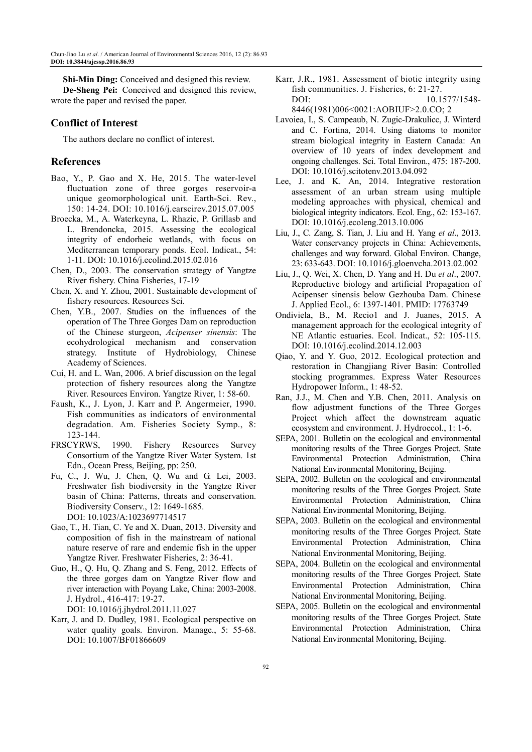**Shi-Min Ding:** Conceived and designed this review.

**De-Sheng Pei:** Conceived and designed this review, wrote the paper and revised the paper.

## Conflict of Interest

The authors declare no conflict of interest.

## References

Bao, Y., P. Gao and X. He, 2015. The water-level fluctuation zone of three gorges reservoir-a unique geomorphological unit. Earth-Sci. Rev., 150: 14-24. DOI: 10.1016/j.earscirev.2015.07.005

Broecka, M., A. Waterkeyna, L. Rhazic, P. Grillasb and L. Brendoncka, 2015. Assessing the ecological integrity of endorheic wetlands, with focus on Mediterranean temporary ponds. Ecol. Indicat., 54: 1-11. DOI: 10.1016/j.ecolind.2015.02.016

Chen, D., 2003. The conservation strategy of Yangtze River fishery. China Fisheries, 17-19

Chen, X. and Y. Zhou, 2001. Sustainable development of fishery resources. Resources Sci.

Chen, Y.B., 2007. Studies on the influences of the operation of The Three Gorges Dam on reproduction of the Chinese sturgeon, *Acipenser sinensis*: The ecohydrological mechanism and conservation strategy. Institute of Hydrobiology, Chinese Academy of Sciences.

Cui, H. and L. Wan, 2006. A brief discussion on the legal protection of fishery resources along the Yangtze River. Resources Environ. Yangtze River, 1: 58-60.

Faush, K., J. Lyon, J. Karr and P. Angermeier, 1990. Fish communities as indicators of environmental degradation. Am. Fisheries Society Symp., 8: 123-144.

FRSCYRWS, 1990. Fishery Resources Survey Consortium of the Yangtze River Water System. 1st Edn., Ocean Press, Beijing, pp: 250.

Fu, C., J. Wu, J. Chen, Q. Wu and G. Lei, 2003. Freshwater fish biodiversity in the Yangtze River basin of China: Patterns, threats and conservation. Biodiversity Conserv., 12: 1649-1685. DOI: 10.1023/A:1023697714517

Gao, T., H. Tian, C. Ye and X. Duan, 2013. Diversity and composition of fish in the mainstream of national nature reserve of rare and endemic fish in the upper Yangtze River. Freshwater Fisheries, 2: 36-41.

Guo, H., Q. Hu, Q. Zhang and S. Feng, 2012. Effects of the three gorges dam on Yangtze River flow and river interaction with Poyang Lake, China: 2003-2008. J. Hydrol., 416-417: 19-27. DOI: 10.1016/j.jhydrol.2011.11.027

Karr, J. and D. Dudley, 1981. Ecological perspective on water quality goals. Environ. Manage., 5: 55-68. DOI: 10.1007/BF01866609

Karr, J.R., 1981. Assessment of biotic integrity using fish communities. J. Fisheries, 6: 21-27. DOI: 10.1577/1548-8446(1981)006<0021:AOBIUF>2.0.CO; 2

Lavoiea, I., S. Campeaub, N. Zugic-Drakulicc, J. Winterd and C. Fortina, 2014. Using diatoms to monitor stream biological integrity in Eastern Canada: An overview of 10 years of index development and ongoing challenges. Sci. Total Environ., 475: 187-200. DOI: 10.1016/j.scitotenv.2013.04.092

Lee, J. and K. An, 2014. Integrative restoration assessment of an urban stream using multiple modeling approaches with physical, chemical and biological integrity indicators. Ecol. Eng., 62: 153-167. DOI: 10.1016/j.ecoleng.2013.10.006

Liu, J., C. Zang, S. Tian, J. Liu and H. Yang *et al*., 2013. Water conservancy projects in China: Achievements, challenges and way forward. Global Environ. Change, 23: 633-643. DOI: 10.1016/j.gloenvcha.2013.02.002

Liu, J., Q. Wei, X. Chen, D. Yang and H. Du *et al*., 2007. Reproductive biology and artificial Propagation of Acipenser sinensis below Gezhouba Dam. Chinese J. Applied Ecol., 6: 1397-1401. PMID: 17763749

Ondiviela, B., M. Recio1 and J. Juanes, 2015. A management approach for the ecological integrity of NE Atlantic estuaries. Ecol. Indicat., 52: 105-115. DOI: 10.1016/j.ecolind.2014.12.003

Qiao, Y. and Y. Guo, 2012. Ecological protection and restoration in Changjiang River Basin: Controlled stocking programmes. Express Water Resources Hydropower Inform., 1: 48-52.

Ran, J.J., M. Chen and Y.B. Chen, 2011. Analysis on flow adjustment functions of the Three Gorges Project which affect the downstream aquatic ecosystem and environment. J. Hydroecol., 1: 1-6.

SEPA, 2001. Bulletin on the ecological and environmental monitoring results of the Three Gorges Project. State Environmental Protection Administration, China National Environmental Monitoring, Beijing.

SEPA, 2002. Bulletin on the ecological and environmental monitoring results of the Three Gorges Project. State Environmental Protection Administration, China National Environmental Monitoring, Beijing.

SEPA, 2003. Bulletin on the ecological and environmental monitoring results of the Three Gorges Project. State Environmental Protection Administration, China National Environmental Monitoring, Beijing.

SEPA, 2004. Bulletin on the ecological and environmental monitoring results of the Three Gorges Project. State Environmental Protection Administration, China National Environmental Monitoring, Beijing.

SEPA, 2005. Bulletin on the ecological and environmental monitoring results of the Three Gorges Project. State Environmental Protection Administration, China National Environmental Monitoring, Beijing.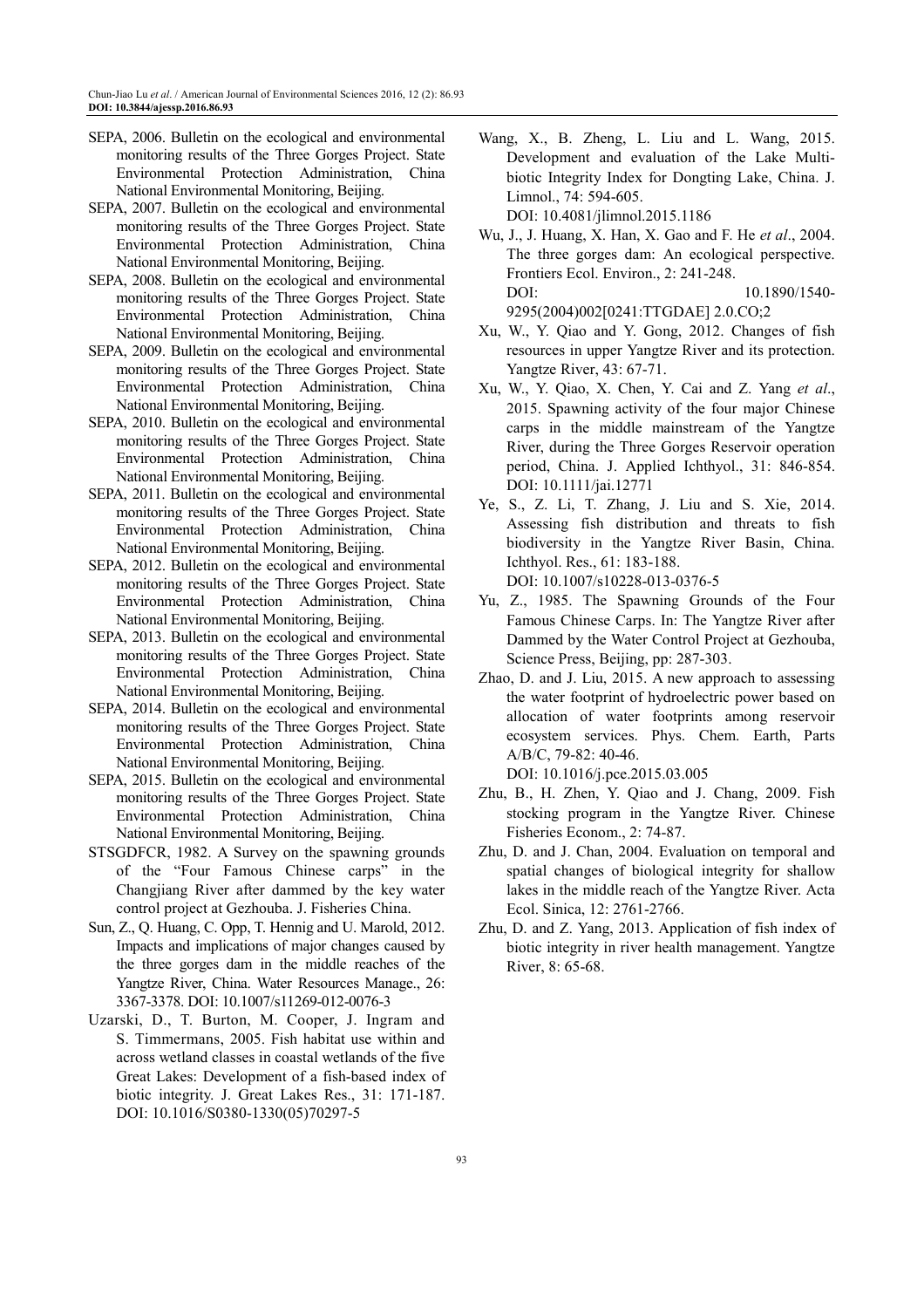SEPA, 2006. Bulletin on the ecological and environmental monitoring results of the Three Gorges Project. State Environmental Protection Administration, China National Environmental Monitoring, Beijing.

SEPA, 2007. Bulletin on the ecological and environmental monitoring results of the Three Gorges Project. State Environmental Protection Administration, China National Environmental Monitoring, Beijing.

SEPA, 2008. Bulletin on the ecological and environmental monitoring results of the Three Gorges Project. State Environmental Protection Administration, China National Environmental Monitoring, Beijing.

SEPA, 2009. Bulletin on the ecological and environmental monitoring results of the Three Gorges Project. State Environmental Protection Administration, China National Environmental Monitoring, Beijing.

SEPA, 2010. Bulletin on the ecological and environmental monitoring results of the Three Gorges Project. State Environmental Protection Administration, China National Environmental Monitoring, Beijing.

SEPA, 2011. Bulletin on the ecological and environmental monitoring results of the Three Gorges Project. State Environmental Protection Administration, China National Environmental Monitoring, Beijing.

SEPA, 2012. Bulletin on the ecological and environmental monitoring results of the Three Gorges Project. State Environmental Protection Administration, China National Environmental Monitoring, Beijing.

SEPA, 2013. Bulletin on the ecological and environmental monitoring results of the Three Gorges Project. State Environmental Protection Administration, China National Environmental Monitoring, Beijing.

SEPA, 2014. Bulletin on the ecological and environmental monitoring results of the Three Gorges Project. State Environmental Protection Administration, China National Environmental Monitoring, Beijing.

SEPA, 2015. Bulletin on the ecological and environmental monitoring results of the Three Gorges Project. State Environmental Protection Administration, China National Environmental Monitoring, Beijing.

STSGDFCR, 1982. A Survey on the spawning grounds of the "Four Famous Chinese carps" in the Changjiang River after dammed by the key water control project at Gezhouba. J. Fisheries China.

Sun, Z., Q. Huang, C. Opp, T. Hennig and U. Marold, 2012. Impacts and implications of major changes caused by the three gorges dam in the middle reaches of the Yangtze River, China. Water Resources Manage., 26: 3367-3378. DOI: 10.1007/s11269-012-0076-3

Uzarski, D., T. Burton, M. Cooper, J. Ingram and S. Timmermans, 2005. Fish habitat use within and across wetland classes in coastal wetlands of the five Great Lakes: Development of a fish-based index of biotic integrity. J. Great Lakes Res., 31: 171-187. DOI: 10.1016/S0380-1330(05)70297-5

Wang, X., B. Zheng, L. Liu and L. Wang, 2015. Development and evaluation of the Lake Multi-biotic Integrity Index for Dongting Lake, China. J. Limnol., 74: 594-605. DOI: 10.4081/jlimnol.2015.1186

Wu, J., J. Huang, X. Han, X. Gao and F. He *et al*., 2004. The three gorges dam: An ecological perspective. Frontiers Ecol. Environ., 2: 241-248. DOI: 10.1890/1540-9295(2004)002[0241:TTGDAE] 2.0.CO;2

Xu, W., Y. Qiao and Y. Gong, 2012. Changes of fish resources in upper Yangtze River and its protection. Yangtze River, 43: 67-71.

Xu, W., Y. Qiao, X. Chen, Y. Cai and Z. Yang *et al*., 2015. Spawning activity of the four major Chinese carps in the middle mainstream of the Yangtze River, during the Three Gorges Reservoir operation period, China. J. Applied Ichthyol., 31: 846-854. DOI: 10.1111/jai.12771

Ye, S., Z. Li, T. Zhang, J. Liu and S. Xie, 2014. Assessing fish distribution and threats to fish biodiversity in the Yangtze River Basin, China. Ichthyol. Res., 61: 183-188. DOI: 10.1007/s10228-013-0376-5

Yu, Z., 1985. The Spawning Grounds of the Four Famous Chinese Carps. In: The Yangtze River after Dammed by the Water Control Project at Gezhouba, Science Press, Beijing, pp: 287-303.

Zhao, D. and J. Liu, 2015. A new approach to assessing the water footprint of hydroelectric power based on allocation of water footprints among reservoir ecosystem services. Phys. Chem. Earth, Parts A/B/C, 79-82: 40-46. DOI: 10.1016/j.pce.2015.03.005

Zhu, B., H. Zhen, Y. Qiao and J. Chang, 2009. Fish stocking program in the Yangtze River. Chinese Fisheries Econom., 2: 74-87.

Zhu, D. and J. Chan, 2004. Evaluation on temporal and spatial changes of biological integrity for shallow lakes in the middle reach of the Yangtze River. Acta Ecol. Sinica, 12: 2761-2766.

Zhu, D. and Z. Yang, 2013. Application of fish index of biotic integrity in river health management. Yangtze River, 8: 65-68.